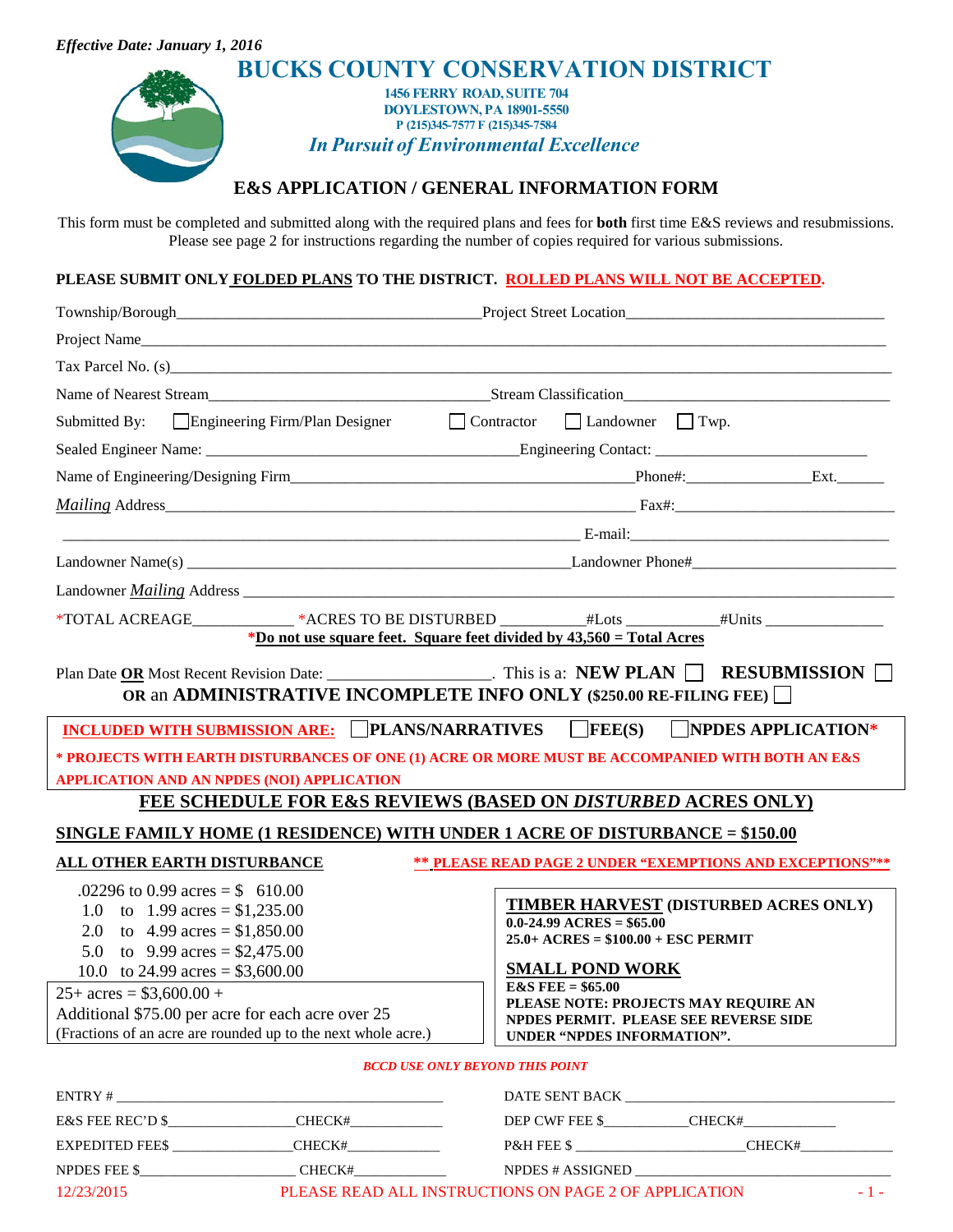*Effective Date: January 1, 2016*

# BUCKS COUNTY CONSERVATION DISTRICT

1456 FERRY ROAD, SUITE 704
DOYLESTOWN, PA 18901-5550
P (215)345-7577 F (215)345-7584

*In Pursuit of Environmental Excellence*

## E&S APPLICATION / GENERAL INFORMATION FORM

This form must be completed and submitted along with the required plans and fees for **both** first time E&S reviews and resubmissions. Please see page 2 for instructions regarding the number of copies required for various submissions.

**PLEASE SUBMIT ONLY FOLDED PLANS TO THE DISTRICT. ROLLED PLANS WILL NOT BE ACCEPTED.**

Township/Borough\_\_\_\_\_\_\_\_\_\_\_\_\_\_\_\_\_\_\_\_ Project Street Location\_\_\_\_\_\_\_\_\_\_\_\_\_\_\_\_\_\_\_\_

Project Name\_\_\_\_\_\_\_\_\_\_\_\_\_\_\_\_\_\_\_\_\_\_\_\_\_\_\_\_\_\_\_\_\_\_\_\_\_\_\_\_

Tax Parcel No. (s)\_\_\_\_\_\_\_\_\_\_\_\_\_\_\_\_\_\_\_\_\_\_\_\_\_\_\_\_\_\_\_\_\_\_\_\_\_\_\_\_

Name of Nearest Stream\_\_\_\_\_\_\_\_\_\_\_\_\_\_\_\_\_\_\_\_ Stream Classification\_\_\_\_\_\_\_\_\_\_\_\_\_\_\_\_\_\_\_\_

Submitted By: ☐ Engineering Firm/Plan Designer ☐ Contractor ☐ Landowner ☐ Twp.

Sealed Engineer Name: \_\_\_\_\_\_\_\_\_\_\_\_\_\_\_\_\_\_\_\_ Engineering Contact: \_\_\_\_\_\_\_\_\_\_\_\_\_\_\_\_\_\_\_\_

Name of Engineering/Designing Firm\_\_\_\_\_\_\_\_\_\_\_\_\_\_\_\_\_\_\_\_ Phone#:\_\_\_\_\_\_\_\_\_\_ Ext.\_\_\_\_\_\_

*Mailing* Address\_\_\_\_\_\_\_\_\_\_\_\_\_\_\_\_\_\_\_\_\_\_\_\_\_\_\_\_\_\_\_\_\_\_\_\_\_\_\_\_ Fax#:\_\_\_\_\_\_\_\_\_\_\_\_\_\_\_\_\_\_\_\_

\_\_\_\_\_\_\_\_\_\_\_\_\_\_\_\_\_\_\_\_\_\_\_\_\_\_\_\_\_\_\_\_\_\_\_\_\_\_\_\_ E-mail:\_\_\_\_\_\_\_\_\_\_\_\_\_\_\_\_\_\_\_\_

Landowner Name(s) \_\_\_\_\_\_\_\_\_\_\_\_\_\_\_\_\_\_\_\_\_\_\_\_\_\_\_\_\_\_ Landowner Phone#\_\_\_\_\_\_\_\_\_\_\_\_\_\_\_\_\_\_\_\_

Landowner *Mailing* Address \_\_\_\_\_\_\_\_\_\_\_\_\_\_\_\_\_\_\_\_\_\_\_\_\_\_\_\_\_\_\_\_\_\_\_\_\_\_\_\_

*TOTAL ACREAGE\_\_\_\_\_\_\_\_\_\_ *ACRES TO BE DISTURBED \_\_\_\_\_\_\_\_\_\_ #Lots \_\_\_\_\_\_\_\_\_\_ #Units \_\_\_\_\_\_\_\_\_\_

***Do not use square feet. Square feet divided by 43,560 = Total Acres**

Plan Date **OR** Most Recent Revision Date: \_\_\_\_\_\_\_\_\_\_\_\_\_\_\_\_\_\_\_\_. This is a: **NEW PLAN** ☐ **RESUBMISSION** ☐
**OR** an **ADMINISTRATIVE INCOMPLETE INFO ONLY ($250.00 RE-FILING FEE)** ☐

**INCLUDED WITH SUBMISSION ARE:** ☐ **PLANS/NARRATIVES** ☐ **FEE(S)** ☐ **NPDES APPLICATION***

*** PROJECTS WITH EARTH DISTURBANCES OF ONE (1) ACRE OR MORE MUST BE ACCOMPANIED WITH BOTH AN E&S APPLICATION AND AN NPDES (NOI) APPLICATION**

## FEE SCHEDULE FOR E&S REVIEWS (BASED ON *DISTURBED* ACRES ONLY)

**SINGLE FAMILY HOME (1 RESIDENCE) WITH UNDER 1 ACRE OF DISTURBANCE = $150.00**

**ALL OTHER EARTH DISTURBANCE** — **** PLEASE READ PAGE 2 UNDER "EXEMPTIONS AND EXCEPTIONS"****

- .02296 to 0.99 acres = $ 610.00
- 1.0 to 1.99 acres = $1,235.00
- 2.0 to 4.99 acres = $1,850.00
- 5.0 to 9.99 acres = $2,475.00
- 10.0 to 24.99 acres = $3,600.00

25+ acres = $3,600.00 +
Additional $75.00 per acre for each acre over 25
(Fractions of an acre are rounded up to the next whole acre.)

**TIMBER HARVEST (DISTURBED ACRES ONLY)**
**0.0-24.99 ACRES = $65.00**
**25.0+ ACRES = $100.00 + ESC PERMIT**

**SMALL POND WORK**
**E&S FEE = $65.00**
**PLEASE NOTE: PROJECTS MAY REQUIRE AN NPDES PERMIT. PLEASE SEE REVERSE SIDE UNDER "NPDES INFORMATION".**

***BCCD USE ONLY BEYOND THIS POINT***

ENTRY # \_\_\_\_\_\_\_\_\_\_\_\_\_\_\_\_\_\_\_\_ DATE SENT BACK \_\_\_\_\_\_\_\_\_\_\_\_\_\_\_\_\_\_\_\_

E&S FEE REC'D $\_\_\_\_\_\_\_\_\_\_ CHECK#\_\_\_\_\_\_\_\_\_\_ DEP CWF FEE $\_\_\_\_\_\_\_\_\_\_ CHECK#\_\_\_\_\_\_\_\_\_\_

EXPEDITED FEE$ \_\_\_\_\_\_\_\_\_\_ CHECK#\_\_\_\_\_\_\_\_\_\_ P&H FEE $ \_\_\_\_\_\_\_\_\_\_ CHECK#\_\_\_\_\_\_\_\_\_\_

NPDES FEE $\_\_\_\_\_\_\_\_\_\_ CHECK#\_\_\_\_\_\_\_\_\_\_ NPDES # ASSIGNED \_\_\_\_\_\_\_\_\_\_\_\_\_\_\_\_\_\_\_\_

12/23/2015 PLEASE READ ALL INSTRUCTIONS ON PAGE 2 OF APPLICATION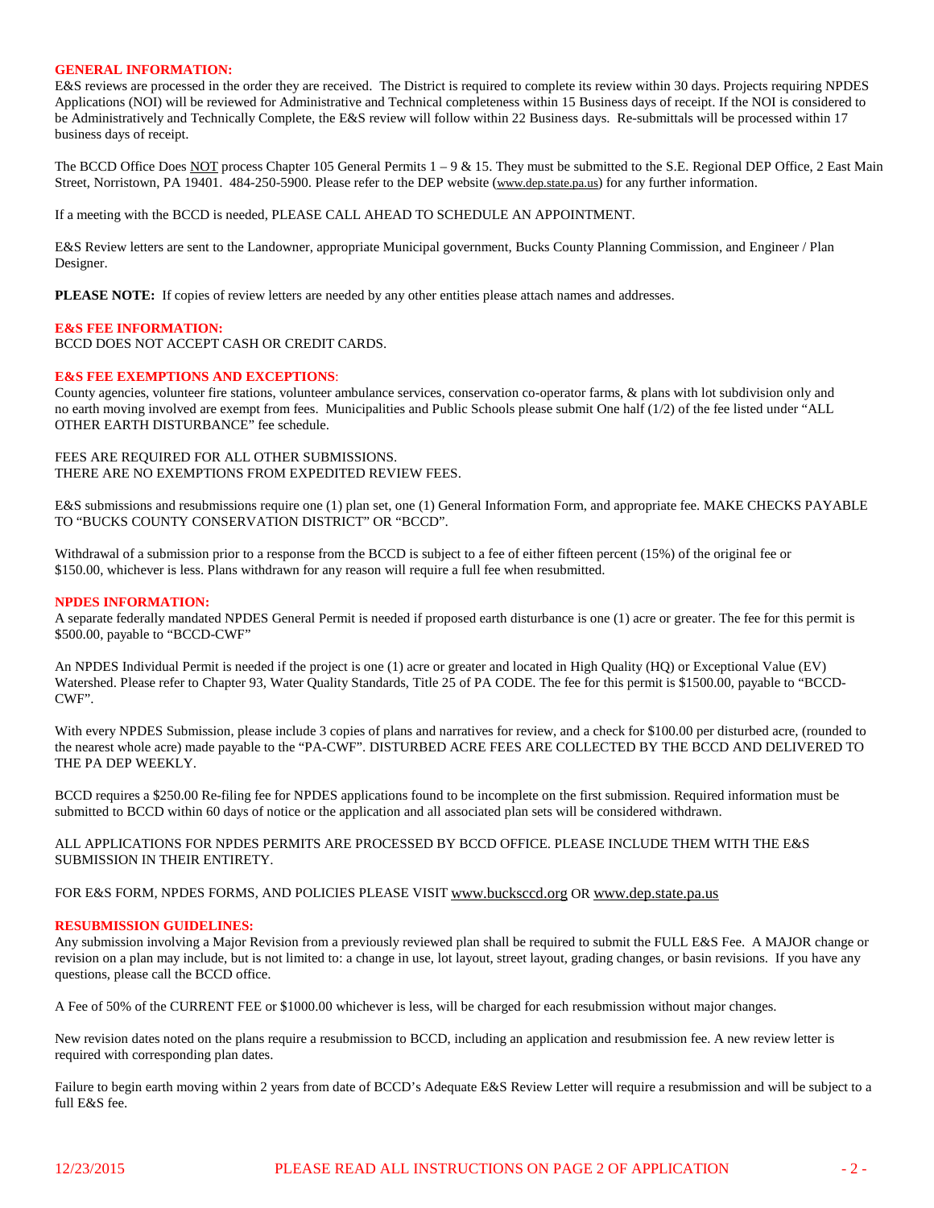## GENERAL INFORMATION:

E&S reviews are processed in the order they are received. The District is required to complete its review within 30 days. Projects requiring NPDES Applications (NOI) will be reviewed for Administrative and Technical completeness within 15 Business days of receipt. If the NOI is considered to be Administratively and Technically Complete, the E&S review will follow within 22 Business days. Re-submittals will be processed within 17 business days of receipt.

The BCCD Office Does NOT process Chapter 105 General Permits 1 – 9 & 15. They must be submitted to the S.E. Regional DEP Office, 2 East Main Street, Norristown, PA 19401. 484-250-5900. Please refer to the DEP website (www.dep.state.pa.us) for any further information.

If a meeting with the BCCD is needed, PLEASE CALL AHEAD TO SCHEDULE AN APPOINTMENT.

E&S Review letters are sent to the Landowner, appropriate Municipal government, Bucks County Planning Commission, and Engineer / Plan Designer.

**PLEASE NOTE:** If copies of review letters are needed by any other entities please attach names and addresses.

## E&S FEE INFORMATION:

BCCD DOES NOT ACCEPT CASH OR CREDIT CARDS.

## E&S FEE EXEMPTIONS AND EXCEPTIONS:

County agencies, volunteer fire stations, volunteer ambulance services, conservation co-operator farms, & plans with lot subdivision only and no earth moving involved are exempt from fees. Municipalities and Public Schools please submit One half (1/2) of the fee listed under "ALL OTHER EARTH DISTURBANCE" fee schedule.

FEES ARE REQUIRED FOR ALL OTHER SUBMISSIONS.
THERE ARE NO EXEMPTIONS FROM EXPEDITED REVIEW FEES.

E&S submissions and resubmissions require one (1) plan set, one (1) General Information Form, and appropriate fee. MAKE CHECKS PAYABLE TO "BUCKS COUNTY CONSERVATION DISTRICT" OR "BCCD".

Withdrawal of a submission prior to a response from the BCCD is subject to a fee of either fifteen percent (15%) of the original fee or $150.00, whichever is less. Plans withdrawn for any reason will require a full fee when resubmitted.

## NPDES INFORMATION:

A separate federally mandated NPDES General Permit is needed if proposed earth disturbance is one (1) acre or greater. The fee for this permit is $500.00, payable to "BCCD-CWF"

An NPDES Individual Permit is needed if the project is one (1) acre or greater and located in High Quality (HQ) or Exceptional Value (EV) Watershed. Please refer to Chapter 93, Water Quality Standards, Title 25 of PA CODE. The fee for this permit is $1500.00, payable to "BCCD-CWF".

With every NPDES Submission, please include 3 copies of plans and narratives for review, and a check for $100.00 per disturbed acre, (rounded to the nearest whole acre) made payable to the "PA-CWF". DISTURBED ACRE FEES ARE COLLECTED BY THE BCCD AND DELIVERED TO THE PA DEP WEEKLY.

BCCD requires a $250.00 Re-filing fee for NPDES applications found to be incomplete on the first submission. Required information must be submitted to BCCD within 60 days of notice or the application and all associated plan sets will be considered withdrawn.

ALL APPLICATIONS FOR NPDES PERMITS ARE PROCESSED BY BCCD OFFICE. PLEASE INCLUDE THEM WITH THE E&S SUBMISSION IN THEIR ENTIRETY.

FOR E&S FORM, NPDES FORMS, AND POLICIES PLEASE VISIT www.buckscd.org OR www.dep.state.pa.us

## RESUBMISSION GUIDELINES:

Any submission involving a Major Revision from a previously reviewed plan shall be required to submit the FULL E&S Fee. A MAJOR change or revision on a plan may include, but is not limited to: a change in use, lot layout, street layout, grading changes, or basin revisions. If you have any questions, please call the BCCD office.

A Fee of 50% of the CURRENT FEE or $1000.00 whichever is less, will be charged for each resubmission without major changes.

New revision dates noted on the plans require a resubmission to BCCD, including an application and resubmission fee. A new review letter is required with corresponding plan dates.

Failure to begin earth moving within 2 years from date of BCCD's Adequate E&S Review Letter will require a resubmission and will be subject to a full E&S fee.

12/23/2015 PLEASE READ ALL INSTRUCTIONS ON PAGE 2 OF APPLICATION